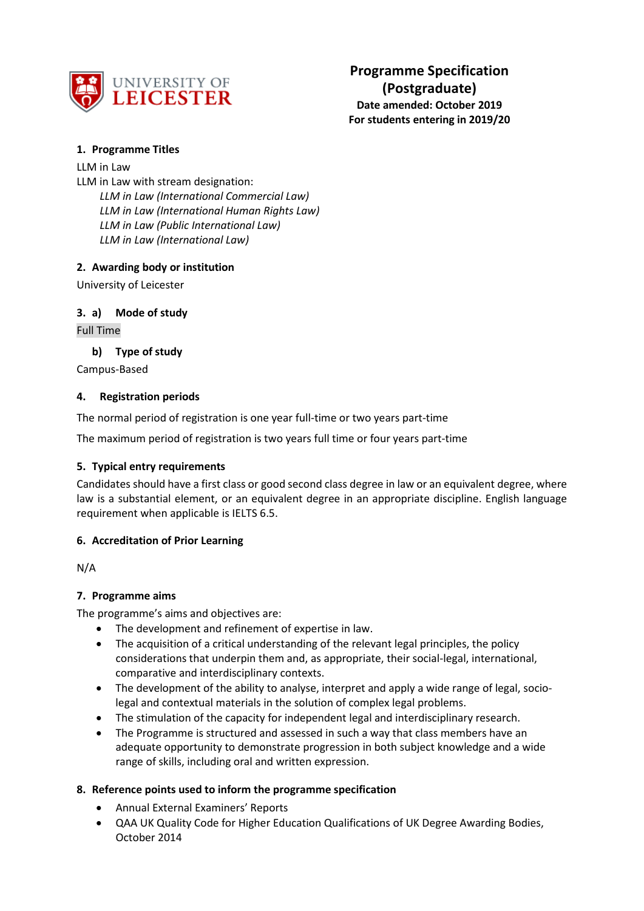UNIVERSITY OF LEICESTER

# Programme Specification (Postgraduate)

**Date amended: October 2019**
**For students entering in 2019/20**

## 1. Programme Titles

LLM in Law
LLM in Law with stream designation:

*LLM in Law (International Commercial Law)*
*LLM in Law (International Human Rights Law)*
*LLM in Law (Public International Law)*
*LLM in Law (International Law)*

## 2. Awarding body or institution

University of Leicester

## 3. a) Mode of study

Full Time

### b) Type of study

Campus-Based

## 4. Registration periods

The normal period of registration is one year full-time or two years part-time

The maximum period of registration is two years full time or four years part-time

## 5. Typical entry requirements

Candidates should have a first class or good second class degree in law or an equivalent degree, where law is a substantial element, or an equivalent degree in an appropriate discipline. English language requirement when applicable is IELTS 6.5.

## 6. Accreditation of Prior Learning

N/A

## 7. Programme aims

The programme's aims and objectives are:

- The development and refinement of expertise in law.
- The acquisition of a critical understanding of the relevant legal principles, the policy considerations that underpin them and, as appropriate, their social-legal, international, comparative and interdisciplinary contexts.
- The development of the ability to analyse, interpret and apply a wide range of legal, socio-legal and contextual materials in the solution of complex legal problems.
- The stimulation of the capacity for independent legal and interdisciplinary research.
- The Programme is structured and assessed in such a way that class members have an adequate opportunity to demonstrate progression in both subject knowledge and a wide range of skills, including oral and written expression.

## 8. Reference points used to inform the programme specification

- Annual External Examiners' Reports
- QAA UK Quality Code for Higher Education Qualifications of UK Degree Awarding Bodies, October 2014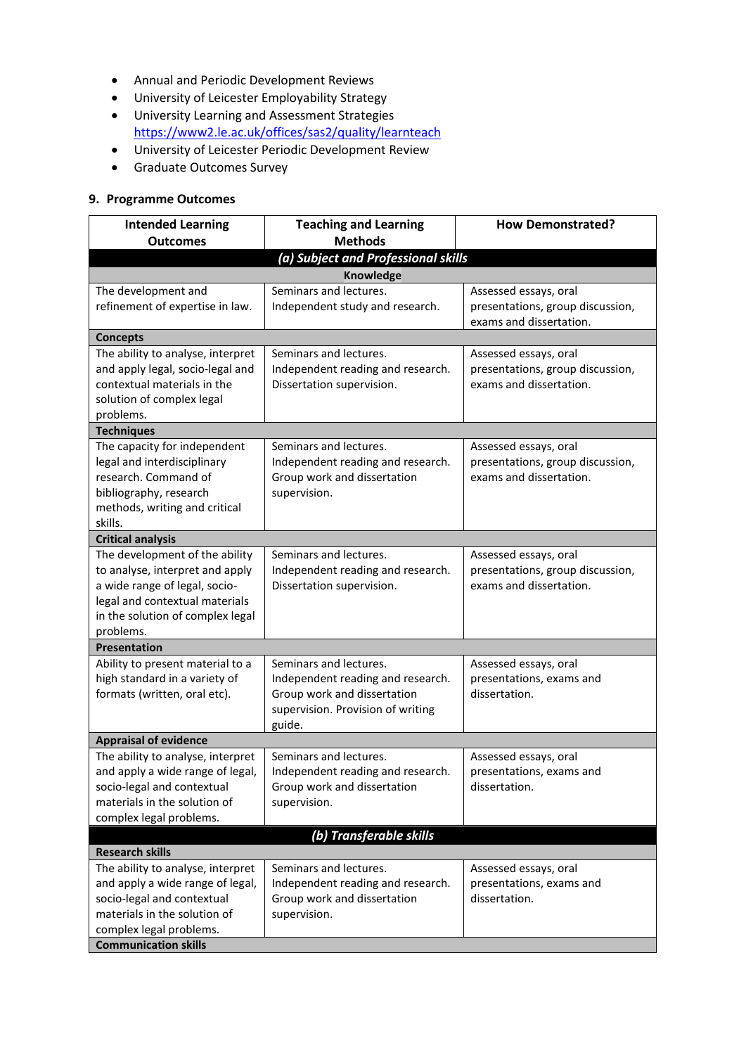- Annual and Periodic Development Reviews
- University of Leicester Employability Strategy
- University Learning and Assessment Strategies https://www2.le.ac.uk/offices/sas2/quality/learnteach
- University of Leicester Periodic Development Review
- Graduate Outcomes Survey

## 9. Programme Outcomes

| Intended Learning Outcomes | Teaching and Learning Methods | How Demonstrated? |
|---|---|---|
| ***(a) Subject and Professional skills*** | | |
| **Knowledge** | | |
| The development and refinement of expertise in law. | Seminars and lectures. Independent study and research. | Assessed essays, oral presentations, group discussion, exams and dissertation. |
| **Concepts** | | |
| The ability to analyse, interpret and apply legal, socio-legal and contextual materials in the solution of complex legal problems. | Seminars and lectures. Independent reading and research. Dissertation supervision. | Assessed essays, oral presentations, group discussion, exams and dissertation. |
| **Techniques** | | |
| The capacity for independent legal and interdisciplinary research. Command of bibliography, research methods, writing and critical skills. | Seminars and lectures. Independent reading and research. Group work and dissertation supervision. | Assessed essays, oral presentations, group discussion, exams and dissertation. |
| **Critical analysis** | | |
| The development of the ability to analyse, interpret and apply a wide range of legal, socio-legal and contextual materials in the solution of complex legal problems. | Seminars and lectures. Independent reading and research. Dissertation supervision. | Assessed essays, oral presentations, group discussion, exams and dissertation. |
| **Presentation** | | |
| Ability to present material to a high standard in a variety of formats (written, oral etc). | Seminars and lectures. Independent reading and research. Group work and dissertation supervision. Provision of writing guide. | Assessed essays, oral presentations, exams and dissertation. |
| **Appraisal of evidence** | | |
| The ability to analyse, interpret and apply a wide range of legal, socio-legal and contextual materials in the solution of complex legal problems. | Seminars and lectures. Independent reading and research. Group work and dissertation supervision. | Assessed essays, oral presentations, exams and dissertation. |
| ***(b) Transferable skills*** | | |
| **Research skills** | | |
| The ability to analyse, interpret and apply a wide range of legal, socio-legal and contextual materials in the solution of complex legal problems. | Seminars and lectures. Independent reading and research. Group work and dissertation supervision. | Assessed essays, oral presentations, exams and dissertation. |
| **Communication skills** | | |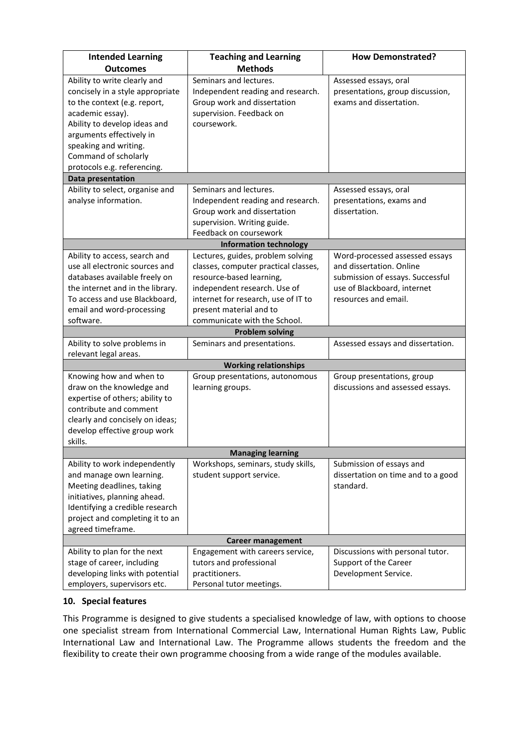| Intended Learning Outcomes | Teaching and Learning Methods | How Demonstrated? |
| --- | --- | --- |
| Ability to write clearly and concisely in a style appropriate to the context (e.g. report, academic essay). Ability to develop ideas and arguments effectively in speaking and writing. Command of scholarly protocols e.g. referencing. | Seminars and lectures. Independent reading and research. Group work and dissertation supervision. Feedback on coursework. | Assessed essays, oral presentations, group discussion, exams and dissertation. |
| **Data presentation** | | |
| Ability to select, organise and analyse information. | Seminars and lectures. Independent reading and research. Group work and dissertation supervision. Writing guide. Feedback on coursework | Assessed essays, oral presentations, exams and dissertation. |
| **Information technology** | | |
| Ability to access, search and use all electronic sources and databases available freely on the internet and in the library. To access and use Blackboard, email and word-processing software. | Lectures, guides, problem solving classes, computer practical classes, resource-based learning, independent research. Use of internet for research, use of IT to present material and to communicate with the School. | Word-processed assessed essays and dissertation. Online submission of essays. Successful use of Blackboard, internet resources and email. |
| **Problem solving** | | |
| Ability to solve problems in relevant legal areas. | Seminars and presentations. | Assessed essays and dissertation. |
| **Working relationships** | | |
| Knowing how and when to draw on the knowledge and expertise of others; ability to contribute and comment clearly and concisely on ideas; develop effective group work skills. | Group presentations, autonomous learning groups. | Group presentations, group discussions and assessed essays. |
| **Managing learning** | | |
| Ability to work independently and manage own learning. Meeting deadlines, taking initiatives, planning ahead. Identifying a credible research project and completing it to an agreed timeframe. | Workshops, seminars, study skills, student support service. | Submission of essays and dissertation on time and to a good standard. |
| **Career management** | | |
| Ability to plan for the next stage of career, including developing links with potential employers, supervisors etc. | Engagement with careers service, tutors and professional practitioners. Personal tutor meetings. | Discussions with personal tutor. Support of the Career Development Service. |

## 10. Special features

This Programme is designed to give students a specialised knowledge of law, with options to choose one specialist stream from International Commercial Law, International Human Rights Law, Public International Law and International Law. The Programme allows students the freedom and the flexibility to create their own programme choosing from a wide range of the modules available.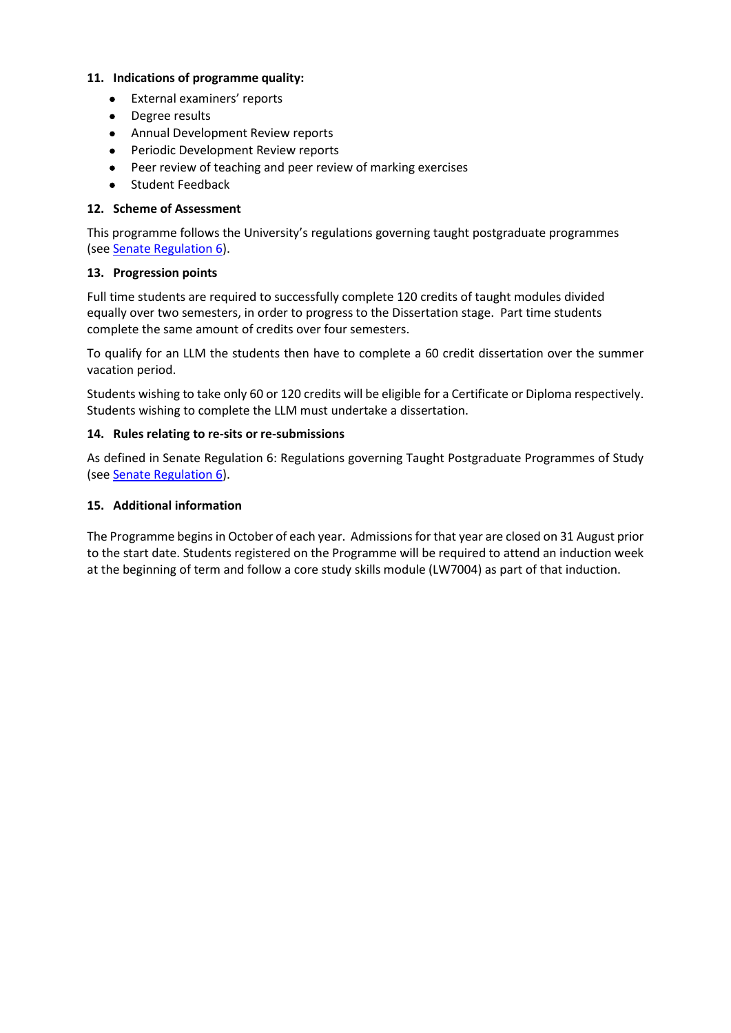## 11. Indications of programme quality:

- External examiners' reports
- Degree results
- Annual Development Review reports
- Periodic Development Review reports
- Peer review of teaching and peer review of marking exercises
- Student Feedback

## 12. Scheme of Assessment

This programme follows the University's regulations governing taught postgraduate programmes (see Senate Regulation 6).

## 13. Progression points

Full time students are required to successfully complete 120 credits of taught modules divided equally over two semesters, in order to progress to the Dissertation stage. Part time students complete the same amount of credits over four semesters.

To qualify for an LLM the students then have to complete a 60 credit dissertation over the summer vacation period.

Students wishing to take only 60 or 120 credits will be eligible for a Certificate or Diploma respectively. Students wishing to complete the LLM must undertake a dissertation.

## 14. Rules relating to re-sits or re-submissions

As defined in Senate Regulation 6: Regulations governing Taught Postgraduate Programmes of Study (see Senate Regulation 6).

## 15. Additional information

The Programme begins in October of each year. Admissions for that year are closed on 31 August prior to the start date. Students registered on the Programme will be required to attend an induction week at the beginning of term and follow a core study skills module (LW7004) as part of that induction.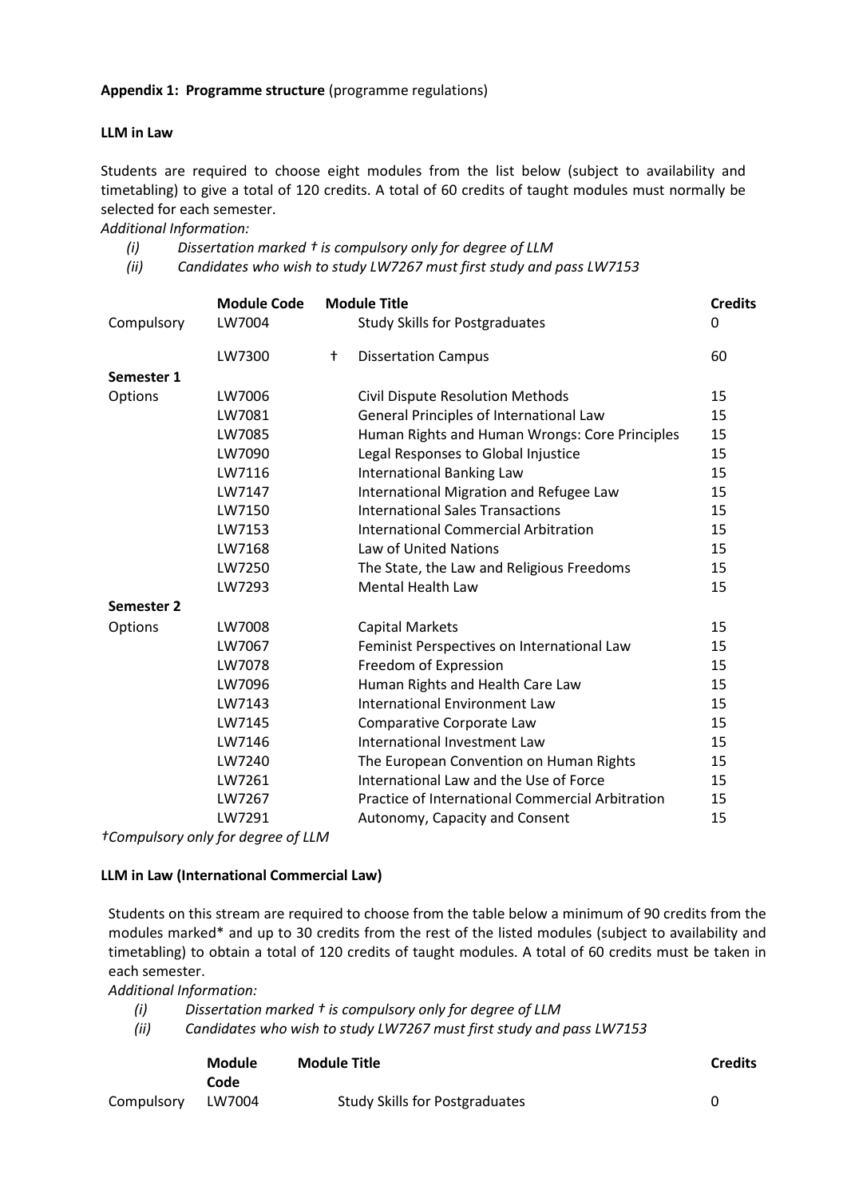**Appendix 1: Programme structure** (programme regulations)

**LLM in Law**

Students are required to choose eight modules from the list below (subject to availability and timetabling) to give a total of 120 credits. A total of 60 credits of taught modules must normally be selected for each semester.

*Additional Information:*

(i) *Dissertation marked † is compulsory only for degree of LLM*
(ii) *Candidates who wish to study LW7267 must first study and pass LW7153*

| | Module Code | | Module Title | Credits |
|---|---|---|---|---|
| Compulsory | LW7004 | | Study Skills for Postgraduates | 0 |
| | LW7300 | † | Dissertation Campus | 60 |
| **Semester 1** | | | | |
| Options | LW7006 | | Civil Dispute Resolution Methods | 15 |
| | LW7081 | | General Principles of International Law | 15 |
| | LW7085 | | Human Rights and Human Wrongs: Core Principles | 15 |
| | LW7090 | | Legal Responses to Global Injustice | 15 |
| | LW7116 | | International Banking Law | 15 |
| | LW7147 | | International Migration and Refugee Law | 15 |
| | LW7150 | | International Sales Transactions | 15 |
| | LW7153 | | International Commercial Arbitration | 15 |
| | LW7168 | | Law of United Nations | 15 |
| | LW7250 | | The State, the Law and Religious Freedoms | 15 |
| | LW7293 | | Mental Health Law | 15 |
| **Semester 2** | | | | |
| Options | LW7008 | | Capital Markets | 15 |
| | LW7067 | | Feminist Perspectives on International Law | 15 |
| | LW7078 | | Freedom of Expression | 15 |
| | LW7096 | | Human Rights and Health Care Law | 15 |
| | LW7143 | | International Environment Law | 15 |
| | LW7145 | | Comparative Corporate Law | 15 |
| | LW7146 | | International Investment Law | 15 |
| | LW7240 | | The European Convention on Human Rights | 15 |
| | LW7261 | | International Law and the Use of Force | 15 |
| | LW7267 | | Practice of International Commercial Arbitration | 15 |
| | LW7291 | | Autonomy, Capacity and Consent | 15 |

*†Compulsory only for degree of LLM*

**LLM in Law (International Commercial Law)**

Students on this stream are required to choose from the table below a minimum of 90 credits from the modules marked* and up to 30 credits from the rest of the listed modules (subject to availability and timetabling) to obtain a total of 120 credits of taught modules. A total of 60 credits must be taken in each semester.

*Additional Information:*

(i) *Dissertation marked † is compulsory only for degree of LLM*
(ii) *Candidates who wish to study LW7267 must first study and pass LW7153*

| | Module Code | Module Title | Credits |
|---|---|---|---|
| Compulsory | LW7004 | Study Skills for Postgraduates | 0 |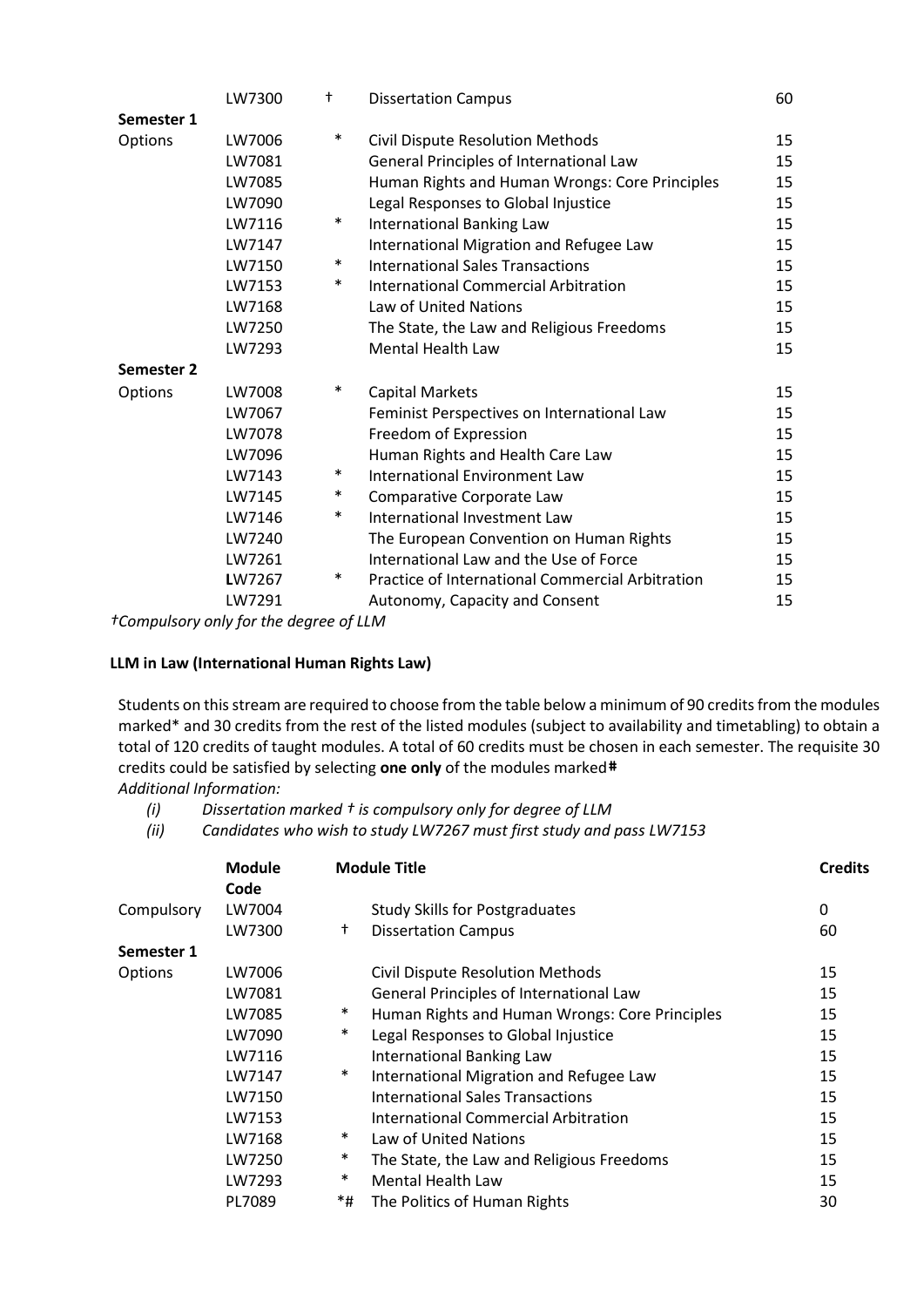|  | LW7300 | † | Dissertation Campus | 60 |
|---|---|---|---|---|
| **Semester 1** |  |  |  |  |
| Options | LW7006 | * | Civil Dispute Resolution Methods | 15 |
|  | LW7081 |  | General Principles of International Law | 15 |
|  | LW7085 |  | Human Rights and Human Wrongs: Core Principles | 15 |
|  | LW7090 |  | Legal Responses to Global Injustice | 15 |
|  | LW7116 | * | International Banking Law | 15 |
|  | LW7147 |  | International Migration and Refugee Law | 15 |
|  | LW7150 | * | International Sales Transactions | 15 |
|  | LW7153 | * | International Commercial Arbitration | 15 |
|  | LW7168 |  | Law of United Nations | 15 |
|  | LW7250 |  | The State, the Law and Religious Freedoms | 15 |
|  | LW7293 |  | Mental Health Law | 15 |
| **Semester 2** |  |  |  |  |
| Options | LW7008 | * | Capital Markets | 15 |
|  | LW7067 |  | Feminist Perspectives on International Law | 15 |
|  | LW7078 |  | Freedom of Expression | 15 |
|  | LW7096 |  | Human Rights and Health Care Law | 15 |
|  | LW7143 | * | International Environment Law | 15 |
|  | LW7145 | * | Comparative Corporate Law | 15 |
|  | LW7146 | * | International Investment Law | 15 |
|  | LW7240 |  | The European Convention on Human Rights | 15 |
|  | LW7261 |  | International Law and the Use of Force | 15 |
|  | LW7267 | * | Practice of International Commercial Arbitration | 15 |
|  | LW7291 |  | Autonomy, Capacity and Consent | 15 |

*†Compulsory only for the degree of LLM*

**LLM in Law (International Human Rights Law)**

Students on this stream are required to choose from the table below a minimum of 90 credits from the modules marked* and 30 credits from the rest of the listed modules (subject to availability and timetabling) to obtain a total of 120 credits of taught modules. A total of 60 credits must be chosen in each semester. The requisite 30 credits could be satisfied by selecting **one only** of the modules marked**#**

*Additional Information:*

*(i)* *Dissertation marked † is compulsory only for degree of LLM*

*(ii)* *Candidates who wish to study LW7267 must first study and pass LW7153*

|  | **Module Code** |  | **Module Title** | **Credits** |
|---|---|---|---|---|
| Compulsory | LW7004 |  | Study Skills for Postgraduates | 0 |
|  | LW7300 | † | Dissertation Campus | 60 |
| **Semester 1** |  |  |  |  |
| Options | LW7006 |  | Civil Dispute Resolution Methods | 15 |
|  | LW7081 |  | General Principles of International Law | 15 |
|  | LW7085 | * | Human Rights and Human Wrongs: Core Principles | 15 |
|  | LW7090 | * | Legal Responses to Global Injustice | 15 |
|  | LW7116 |  | International Banking Law | 15 |
|  | LW7147 | * | International Migration and Refugee Law | 15 |
|  | LW7150 |  | International Sales Transactions | 15 |
|  | LW7153 |  | International Commercial Arbitration | 15 |
|  | LW7168 | * | Law of United Nations | 15 |
|  | LW7250 | * | The State, the Law and Religious Freedoms | 15 |
|  | LW7293 | * | Mental Health Law | 15 |
|  | PL7089 | *# | The Politics of Human Rights | 30 |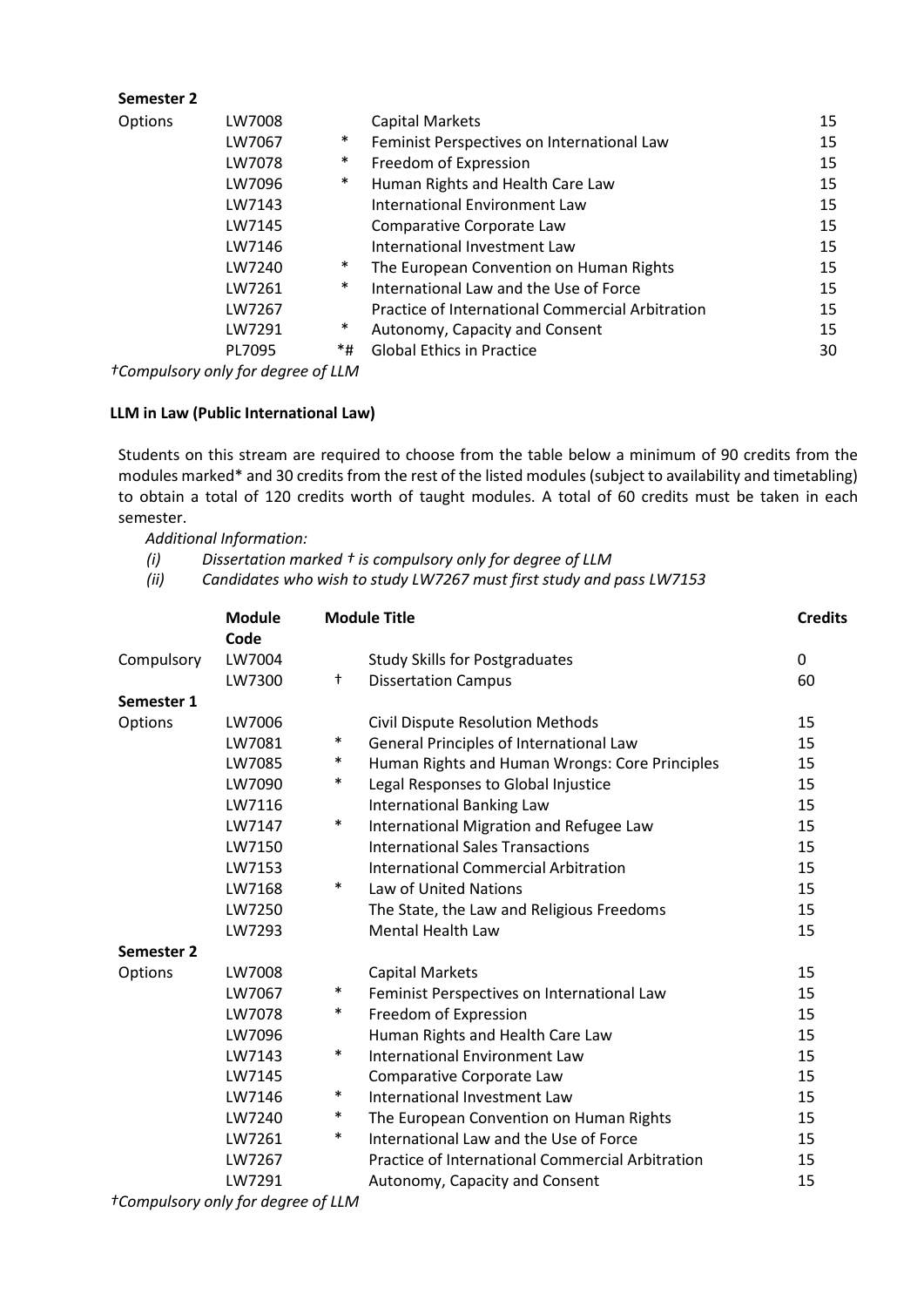**Semester 2**

| | | | | |
|---|---|---|---|---|
| Options | LW7008 | | Capital Markets | 15 |
| | LW7067 | * | Feminist Perspectives on International Law | 15 |
| | LW7078 | * | Freedom of Expression | 15 |
| | LW7096 | * | Human Rights and Health Care Law | 15 |
| | LW7143 | | International Environment Law | 15 |
| | LW7145 | | Comparative Corporate Law | 15 |
| | LW7146 | | International Investment Law | 15 |
| | LW7240 | * | The European Convention on Human Rights | 15 |
| | LW7261 | * | International Law and the Use of Force | 15 |
| | LW7267 | | Practice of International Commercial Arbitration | 15 |
| | LW7291 | * | Autonomy, Capacity and Consent | 15 |
| | PL7095 | *# | Global Ethics in Practice | 30 |

*†Compulsory only for degree of LLM*

**LLM in Law (Public International Law)**

Students on this stream are required to choose from the table below a minimum of 90 credits from the modules marked* and 30 credits from the rest of the listed modules (subject to availability and timetabling) to obtain a total of 120 credits worth of taught modules. A total of 60 credits must be taken in each semester.

*Additional Information:*

*(i) Dissertation marked † is compulsory only for degree of LLM*

*(ii) Candidates who wish to study LW7267 must first study and pass LW7153*

| | Module Code | | Module Title | Credits |
|---|---|---|---|---|
| Compulsory | LW7004 | | Study Skills for Postgraduates | 0 |
| | LW7300 | † | Dissertation Campus | 60 |
| **Semester 1** | | | | |
| Options | LW7006 | | Civil Dispute Resolution Methods | 15 |
| | LW7081 | * | General Principles of International Law | 15 |
| | LW7085 | * | Human Rights and Human Wrongs: Core Principles | 15 |
| | LW7090 | * | Legal Responses to Global Injustice | 15 |
| | LW7116 | | International Banking Law | 15 |
| | LW7147 | * | International Migration and Refugee Law | 15 |
| | LW7150 | | International Sales Transactions | 15 |
| | LW7153 | | International Commercial Arbitration | 15 |
| | LW7168 | * | Law of United Nations | 15 |
| | LW7250 | | The State, the Law and Religious Freedoms | 15 |
| | LW7293 | | Mental Health Law | 15 |
| **Semester 2** | | | | |
| Options | LW7008 | | Capital Markets | 15 |
| | LW7067 | * | Feminist Perspectives on International Law | 15 |
| | LW7078 | * | Freedom of Expression | 15 |
| | LW7096 | | Human Rights and Health Care Law | 15 |
| | LW7143 | * | International Environment Law | 15 |
| | LW7145 | | Comparative Corporate Law | 15 |
| | LW7146 | * | International Investment Law | 15 |
| | LW7240 | * | The European Convention on Human Rights | 15 |
| | LW7261 | * | International Law and the Use of Force | 15 |
| | LW7267 | | Practice of International Commercial Arbitration | 15 |
| | LW7291 | | Autonomy, Capacity and Consent | 15 |

*†Compulsory only for degree of LLM*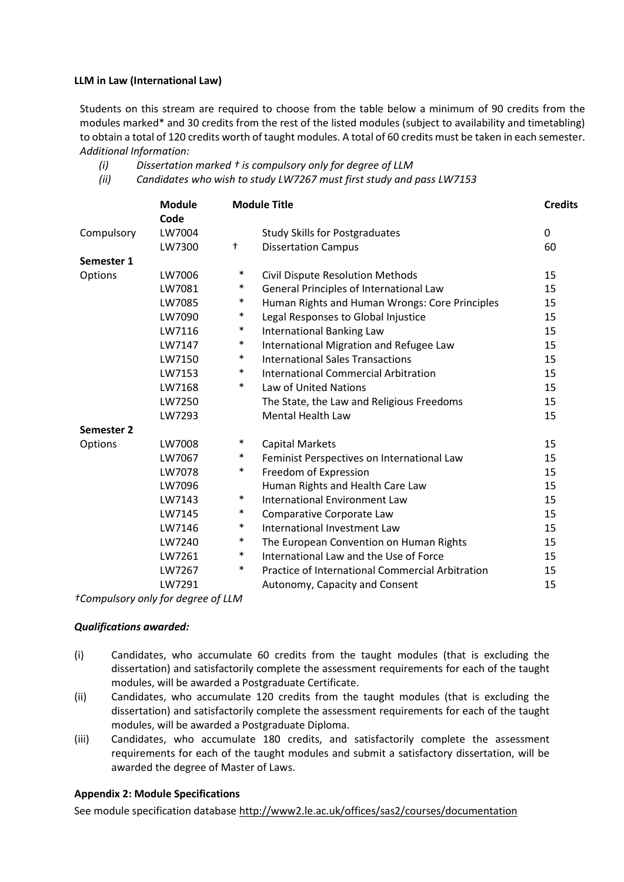**LLM in Law (International Law)**

Students on this stream are required to choose from the table below a minimum of 90 credits from the modules marked* and 30 credits from the rest of the listed modules (subject to availability and timetabling) to obtain a total of 120 credits worth of taught modules. A total of 60 credits must be taken in each semester.
*Additional Information:*

*(i) Dissertation marked † is compulsory only for degree of LLM*

*(ii) Candidates who wish to study LW7267 must first study and pass LW7153*

| | Module Code | | Module Title | Credits |
|---|---|---|---|---|
| Compulsory | LW7004 | | Study Skills for Postgraduates | 0 |
| | LW7300 | † | Dissertation Campus | 60 |
| **Semester 1** | | | | |
| Options | LW7006 | * | Civil Dispute Resolution Methods | 15 |
| | LW7081 | * | General Principles of International Law | 15 |
| | LW7085 | * | Human Rights and Human Wrongs: Core Principles | 15 |
| | LW7090 | * | Legal Responses to Global Injustice | 15 |
| | LW7116 | * | International Banking Law | 15 |
| | LW7147 | * | International Migration and Refugee Law | 15 |
| | LW7150 | * | International Sales Transactions | 15 |
| | LW7153 | * | International Commercial Arbitration | 15 |
| | LW7168 | * | Law of United Nations | 15 |
| | LW7250 | | The State, the Law and Religious Freedoms | 15 |
| | LW7293 | | Mental Health Law | 15 |
| **Semester 2** | | | | |
| Options | LW7008 | * | Capital Markets | 15 |
| | LW7067 | * | Feminist Perspectives on International Law | 15 |
| | LW7078 | * | Freedom of Expression | 15 |
| | LW7096 | | Human Rights and Health Care Law | 15 |
| | LW7143 | * | International Environment Law | 15 |
| | LW7145 | * | Comparative Corporate Law | 15 |
| | LW7146 | * | International Investment Law | 15 |
| | LW7240 | * | The European Convention on Human Rights | 15 |
| | LW7261 | * | International Law and the Use of Force | 15 |
| | LW7267 | * | Practice of International Commercial Arbitration | 15 |
| | LW7291 | | Autonomy, Capacity and Consent | 15 |

*†Compulsory only for degree of LLM*

***Qualifications awarded:***

(i) Candidates, who accumulate 60 credits from the taught modules (that is excluding the dissertation) and satisfactorily complete the assessment requirements for each of the taught modules, will be awarded a Postgraduate Certificate.

(ii) Candidates, who accumulate 120 credits from the taught modules (that is excluding the dissertation) and satisfactorily complete the assessment requirements for each of the taught modules, will be awarded a Postgraduate Diploma.

(iii) Candidates, who accumulate 180 credits, and satisfactorily complete the assessment requirements for each of the taught modules and submit a satisfactory dissertation, will be awarded the degree of Master of Laws.

**Appendix 2: Module Specifications**

See module specification database http://www2.le.ac.uk/offices/sas2/courses/documentation